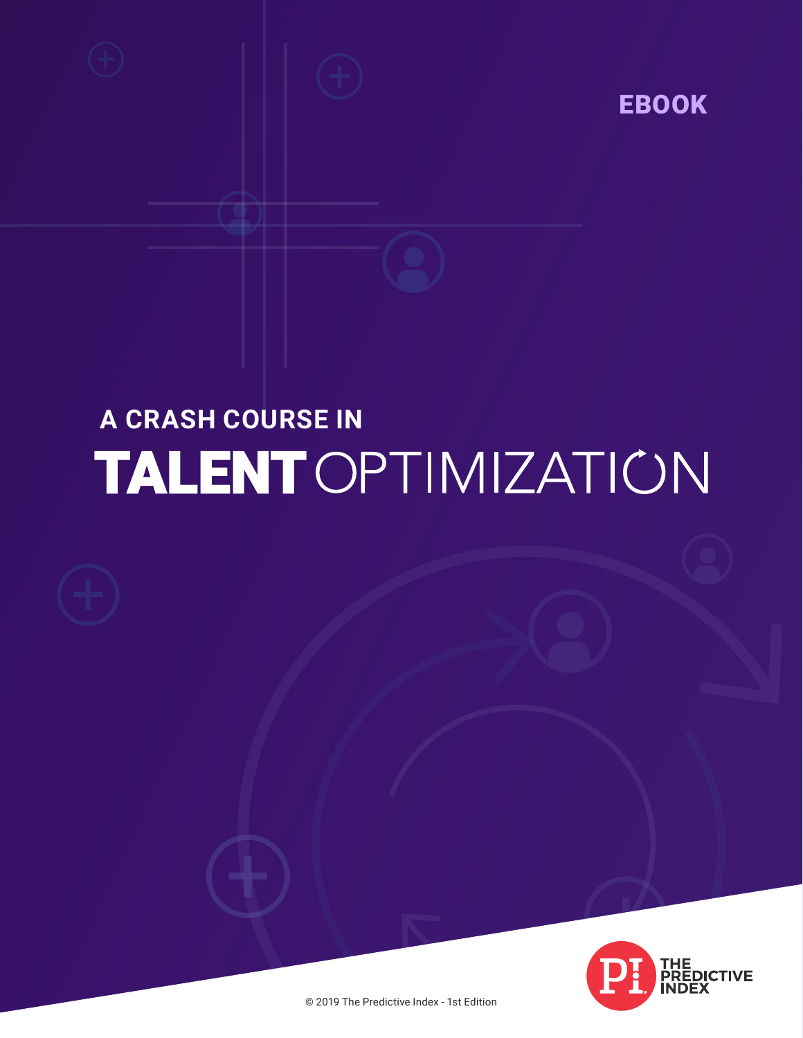EBOOK

# A CRASH COURSE IN TALENT OPTIMIZATION

THE PREDICTIVE INDEX

© 2019 The Predictive Index - 1st Edition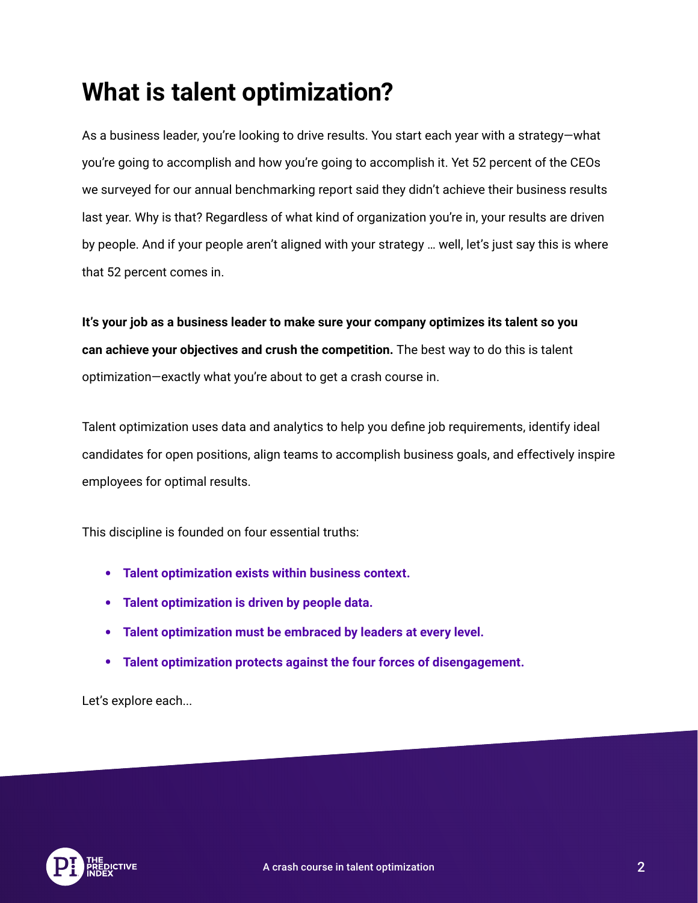# What is talent optimization?

As a business leader, you're looking to drive results. You start each year with a strategy—what you're going to accomplish and how you're going to accomplish it. Yet 52 percent of the CEOs we surveyed for our annual benchmarking report said they didn't achieve their business results last year. Why is that? Regardless of what kind of organization you're in, your results are driven by people. And if your people aren't aligned with your strategy … well, let's just say this is where that 52 percent comes in.

**It's your job as a business leader to make sure your company optimizes its talent so you can achieve your objectives and crush the competition.** The best way to do this is talent optimization—exactly what you're about to get a crash course in.

Talent optimization uses data and analytics to help you define job requirements, identify ideal candidates for open positions, align teams to accomplish business goals, and effectively inspire employees for optimal results.

This discipline is founded on four essential truths:

- **Talent optimization exists within business context.**
- **Talent optimization is driven by people data.**
- **Talent optimization must be embraced by leaders at every level.**
- **Talent optimization protects against the four forces of disengagement.**

Let's explore each...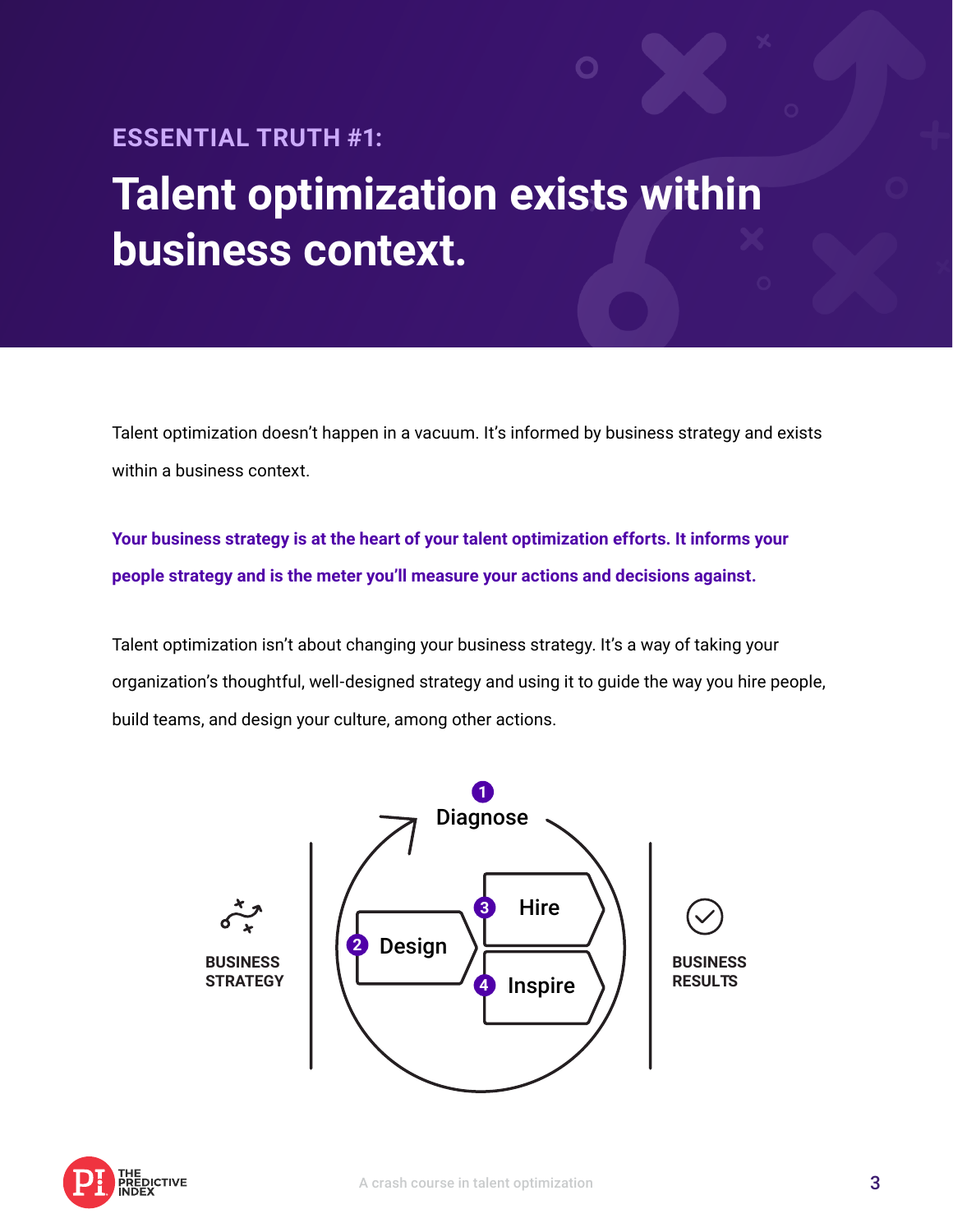ESSENTIAL TRUTH #1:

# Talent optimization exists within business context.

Talent optimization doesn't happen in a vacuum. It's informed by business strategy and exists within a business context.

**Your business strategy is at the heart of your talent optimization efforts. It informs your people strategy and is the meter you'll measure your actions and decisions against.**

Talent optimization isn't about changing your business strategy. It's a way of taking your organization's thoughtful, well-designed strategy and using it to guide the way you hire people, build teams, and design your culture, among other actions.

BUSINESS STRATEGY

1 Diagnose

2 Design

3 Hire

4 Inspire

BUSINESS RESULTS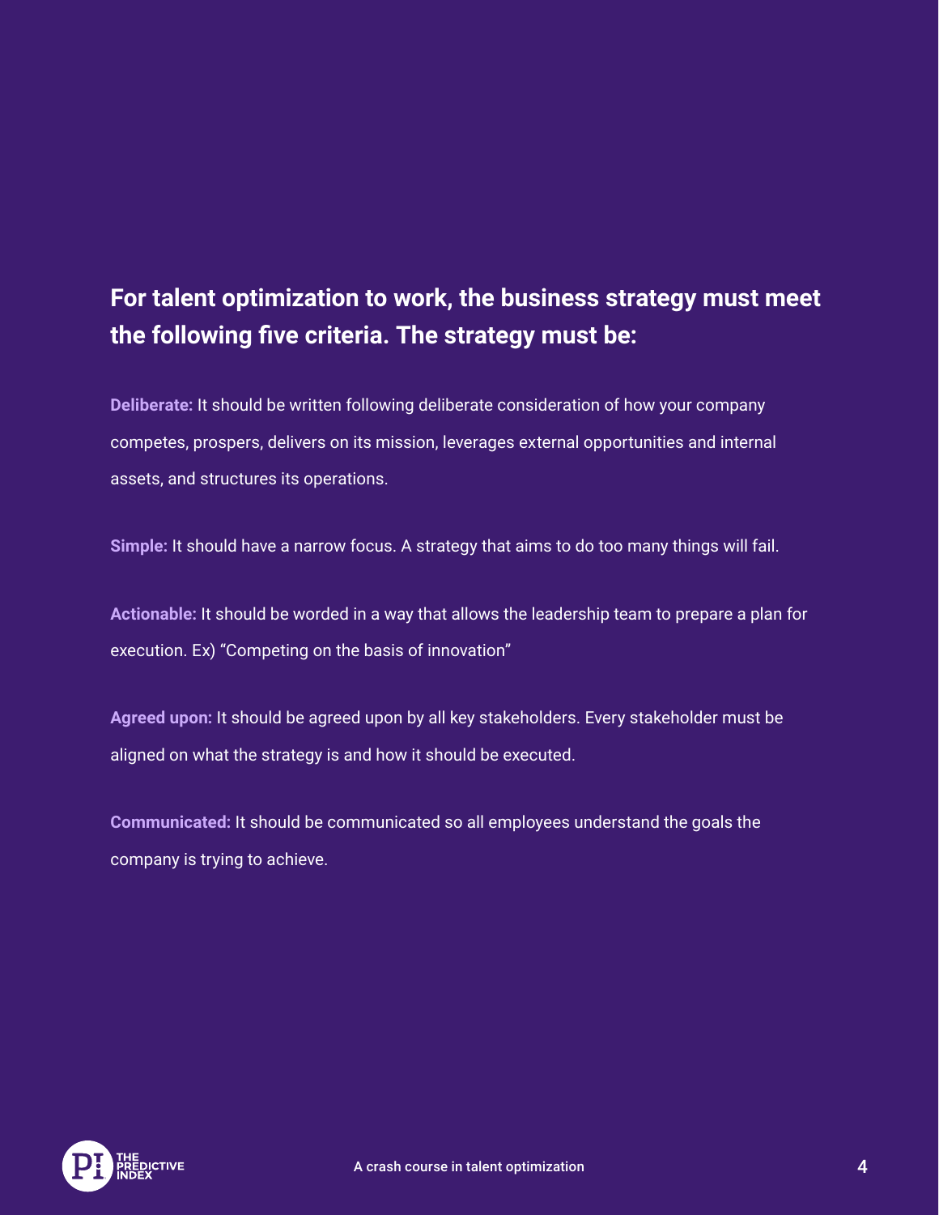**For talent optimization to work, the business strategy must meet the following five criteria. The strategy must be:**

**Deliberate:** It should be written following deliberate consideration of how your company competes, prospers, delivers on its mission, leverages external opportunities and internal assets, and structures its operations.

**Simple:** It should have a narrow focus. A strategy that aims to do too many things will fail.

**Actionable:** It should be worded in a way that allows the leadership team to prepare a plan for execution. Ex) "Competing on the basis of innovation"

**Agreed upon:** It should be agreed upon by all key stakeholders. Every stakeholder must be aligned on what the strategy is and how it should be executed.

**Communicated:** It should be communicated so all employees understand the goals the company is trying to achieve.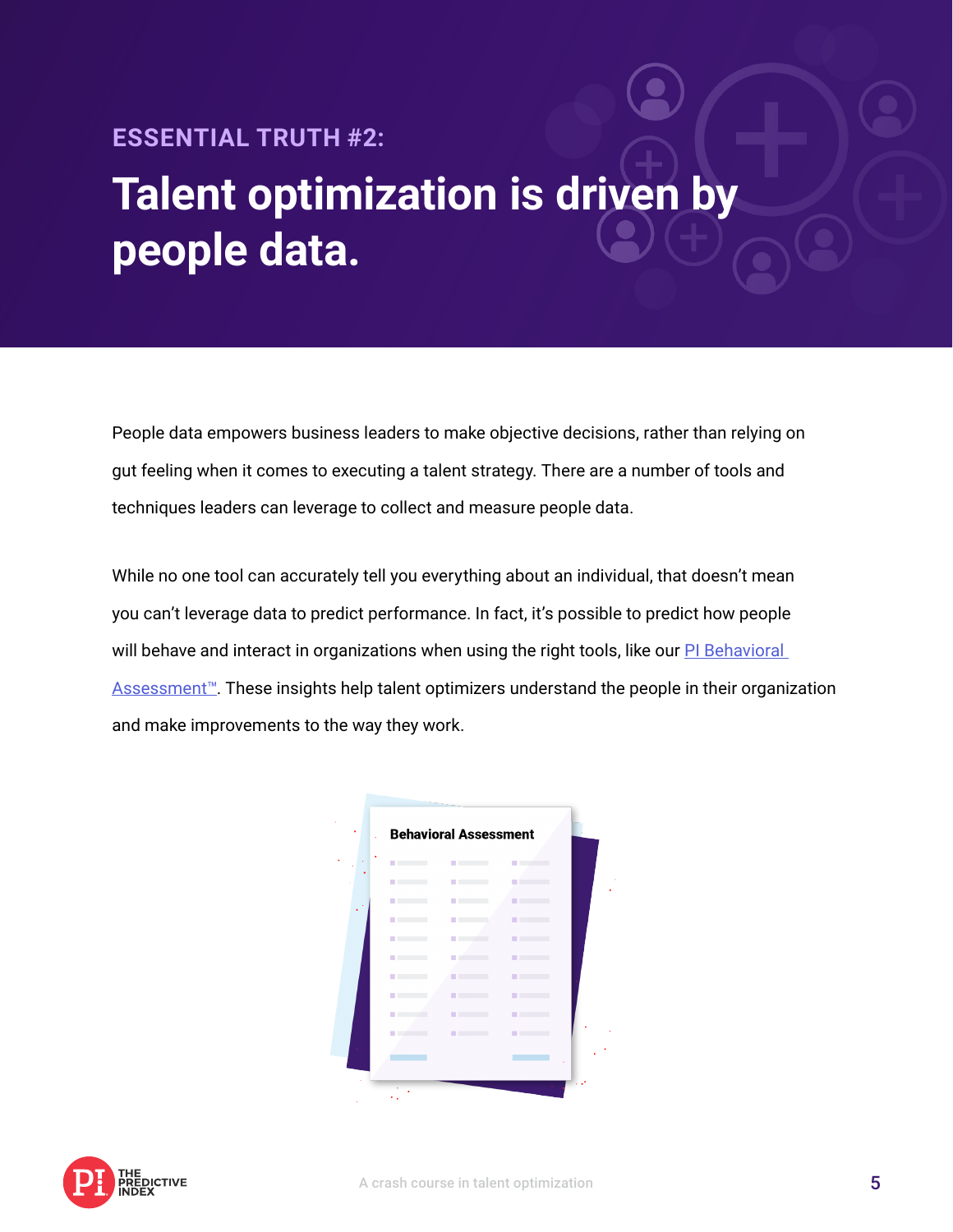ESSENTIAL TRUTH #2:

# Talent optimization is driven by people data.

People data empowers business leaders to make objective decisions, rather than relying on gut feeling when it comes to executing a talent strategy. There are a number of tools and techniques leaders can leverage to collect and measure people data.

While no one tool can accurately tell you everything about an individual, that doesn't mean you can't leverage data to predict performance. In fact, it's possible to predict how people will behave and interact in organizations when using the right tools, like our PI Behavioral Assessment™. These insights help talent optimizers understand the people in their organization and make improvements to the way they work.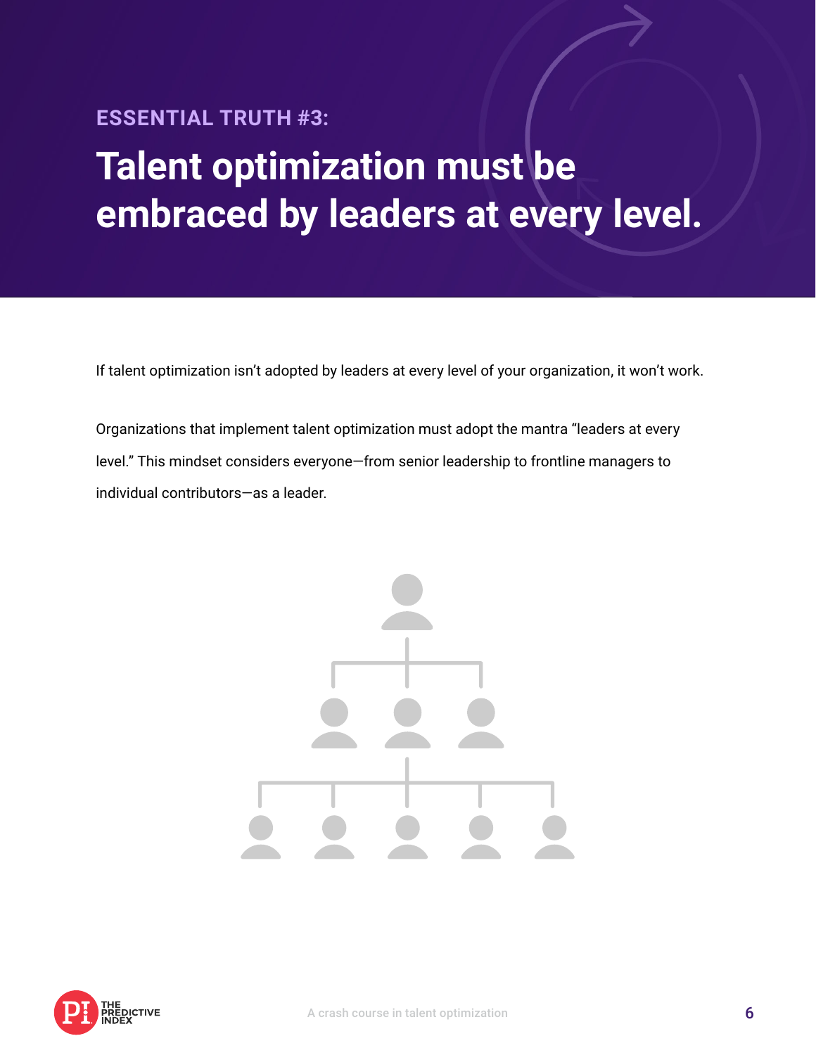ESSENTIAL TRUTH #3:

# Talent optimization must be embraced by leaders at every level.

If talent optimization isn't adopted by leaders at every level of your organization, it won't work.

Organizations that implement talent optimization must adopt the mantra "leaders at every level." This mindset considers everyone—from senior leadership to frontline managers to individual contributors—as a leader.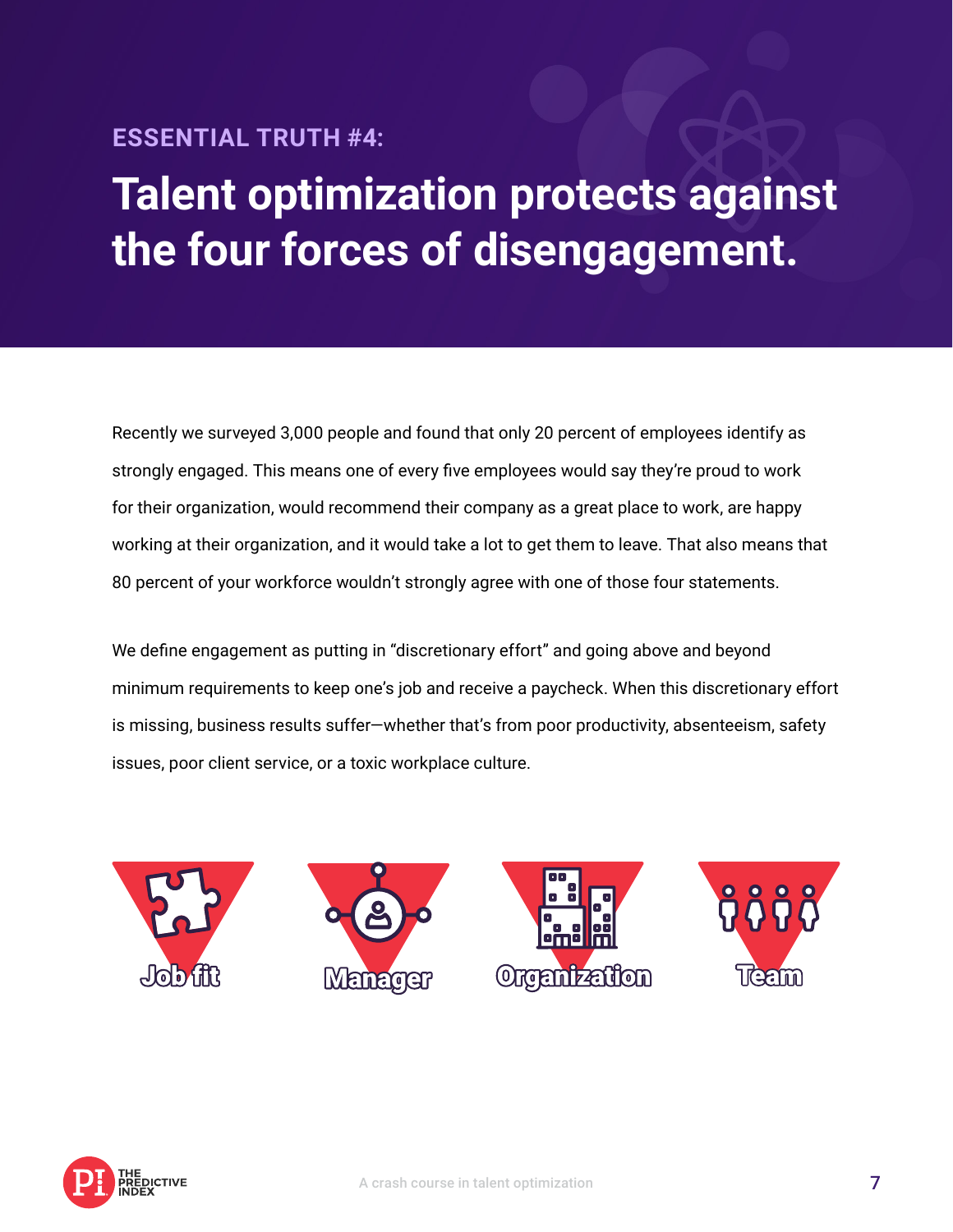ESSENTIAL TRUTH #4:

# Talent optimization protects against the four forces of disengagement.

Recently we surveyed 3,000 people and found that only 20 percent of employees identify as strongly engaged. This means one of every five employees would say they're proud to work for their organization, would recommend their company as a great place to work, are happy working at their organization, and it would take a lot to get them to leave. That also means that 80 percent of your workforce wouldn't strongly agree with one of those four statements.

We define engagement as putting in "discretionary effort" and going above and beyond minimum requirements to keep one's job and receive a paycheck. When this discretionary effort is missing, business results suffer—whether that's from poor productivity, absenteeism, safety issues, poor client service, or a toxic workplace culture.

Job fit

Manager

Organization

Team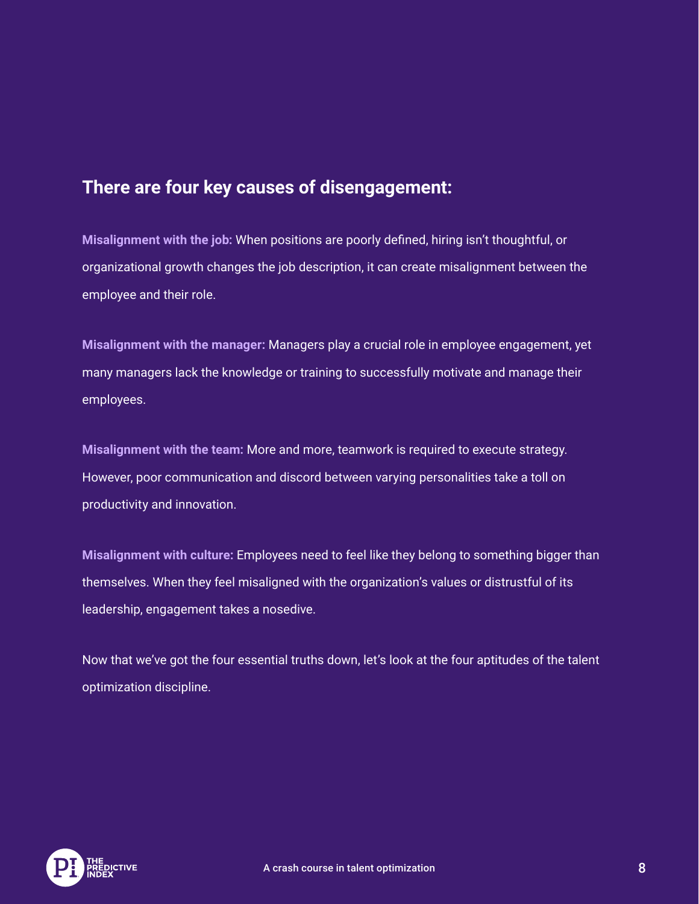## There are four key causes of disengagement:

**Misalignment with the job:** When positions are poorly defined, hiring isn't thoughtful, or organizational growth changes the job description, it can create misalignment between the employee and their role.

**Misalignment with the manager:** Managers play a crucial role in employee engagement, yet many managers lack the knowledge or training to successfully motivate and manage their employees.

**Misalignment with the team:** More and more, teamwork is required to execute strategy. However, poor communication and discord between varying personalities take a toll on productivity and innovation.

**Misalignment with culture:** Employees need to feel like they belong to something bigger than themselves. When they feel misaligned with the organization's values or distrustful of its leadership, engagement takes a nosedive.

Now that we've got the four essential truths down, let's look at the four aptitudes of the talent optimization discipline.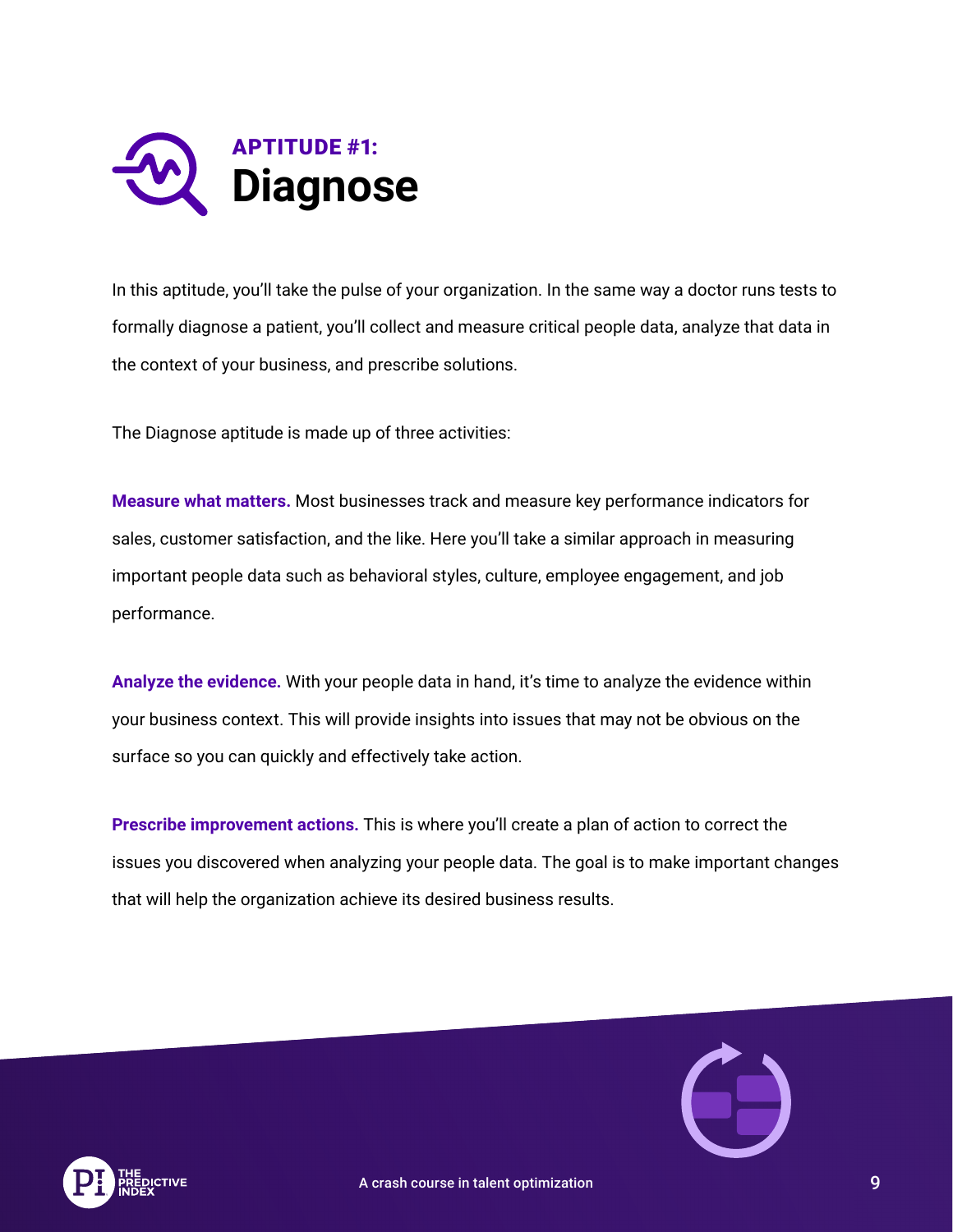## APTITUDE #1:

# Diagnose

In this aptitude, you'll take the pulse of your organization. In the same way a doctor runs tests to formally diagnose a patient, you'll collect and measure critical people data, analyze that data in the context of your business, and prescribe solutions.

The Diagnose aptitude is made up of three activities:

**Measure what matters.** Most businesses track and measure key performance indicators for sales, customer satisfaction, and the like. Here you'll take a similar approach in measuring important people data such as behavioral styles, culture, employee engagement, and job performance.

**Analyze the evidence.** With your people data in hand, it's time to analyze the evidence within your business context. This will provide insights into issues that may not be obvious on the surface so you can quickly and effectively take action.

**Prescribe improvement actions.** This is where you'll create a plan of action to correct the issues you discovered when analyzing your people data. The goal is to make important changes that will help the organization achieve its desired business results.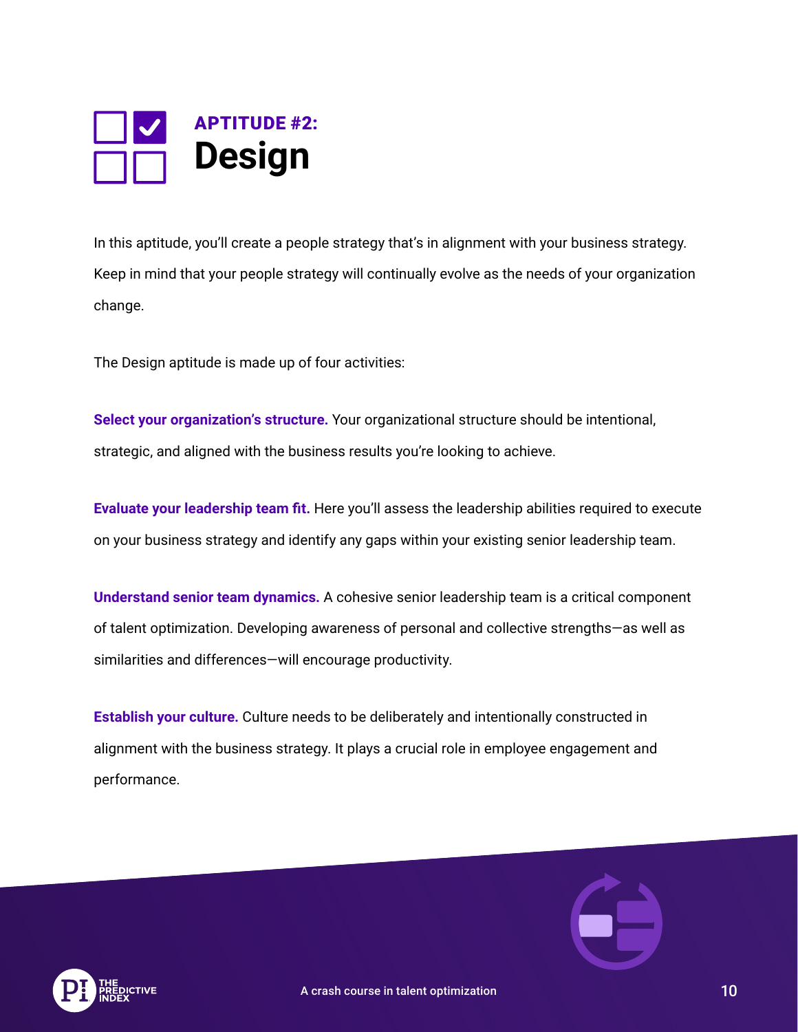## APTITUDE #2:

# Design

In this aptitude, you'll create a people strategy that's in alignment with your business strategy. Keep in mind that your people strategy will continually evolve as the needs of your organization change.

The Design aptitude is made up of four activities:

**Select your organization's structure.** Your organizational structure should be intentional, strategic, and aligned with the business results you're looking to achieve.

**Evaluate your leadership team fit.** Here you'll assess the leadership abilities required to execute on your business strategy and identify any gaps within your existing senior leadership team.

**Understand senior team dynamics.** A cohesive senior leadership team is a critical component of talent optimization. Developing awareness of personal and collective strengths—as well as similarities and differences—will encourage productivity.

**Establish your culture.** Culture needs to be deliberately and intentionally constructed in alignment with the business strategy. It plays a crucial role in employee engagement and performance.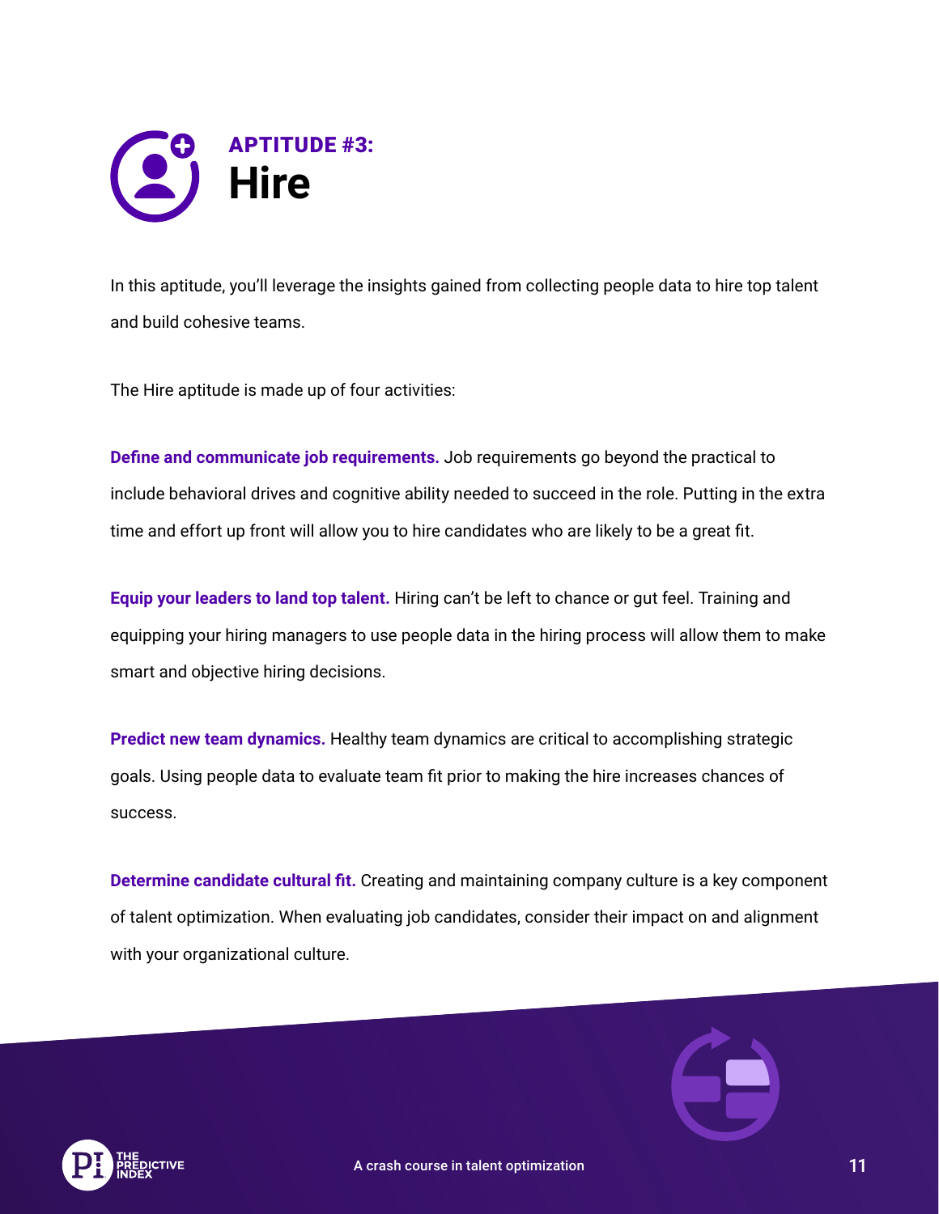## APTITUDE #3:

# Hire

In this aptitude, you'll leverage the insights gained from collecting people data to hire top talent and build cohesive teams.

The Hire aptitude is made up of four activities:

**Define and communicate job requirements.** Job requirements go beyond the practical to include behavioral drives and cognitive ability needed to succeed in the role. Putting in the extra time and effort up front will allow you to hire candidates who are likely to be a great fit.

**Equip your leaders to land top talent.** Hiring can't be left to chance or gut feel. Training and equipping your hiring managers to use people data in the hiring process will allow them to make smart and objective hiring decisions.

**Predict new team dynamics.** Healthy team dynamics are critical to accomplishing strategic goals. Using people data to evaluate team fit prior to making the hire increases chances of success.

**Determine candidate cultural fit.** Creating and maintaining company culture is a key component of talent optimization. When evaluating job candidates, consider their impact on and alignment with your organizational culture.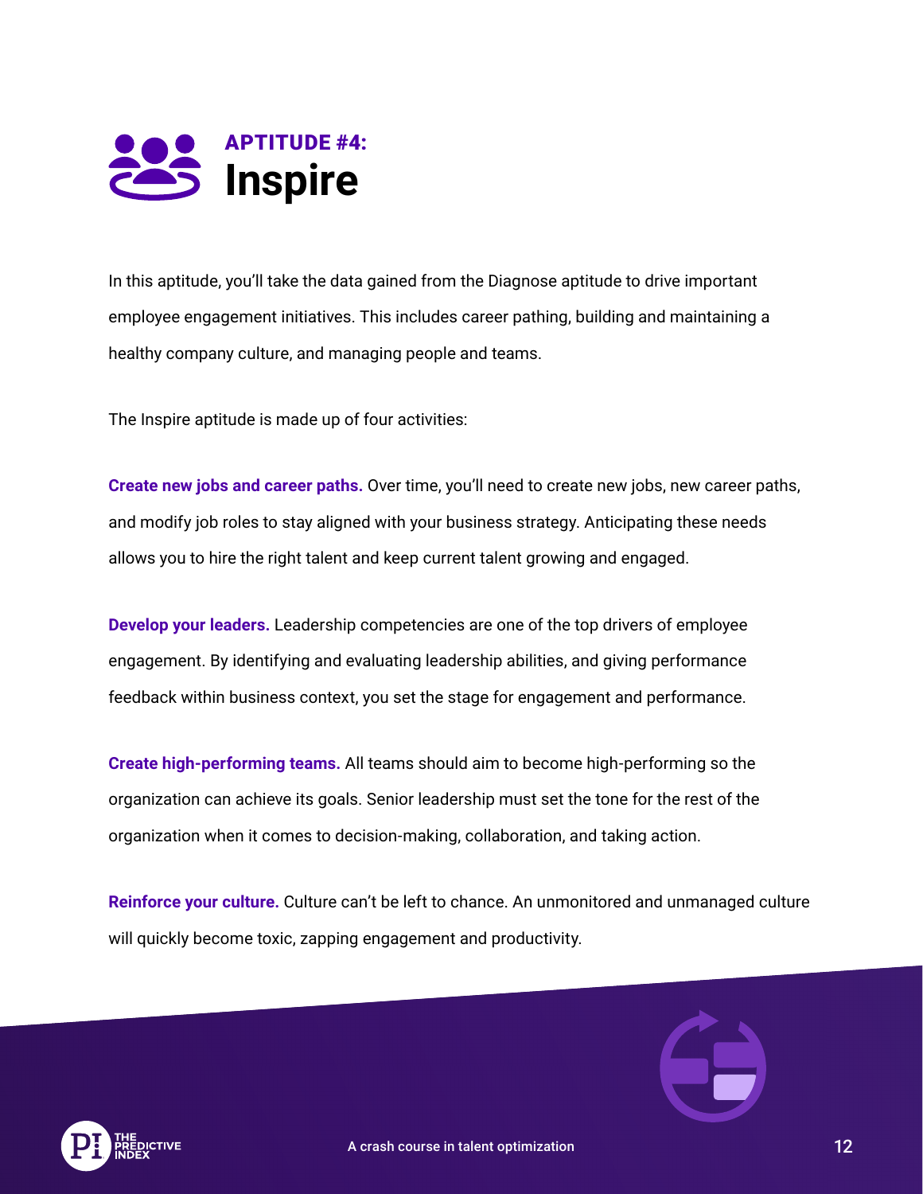## APTITUDE #4:
# Inspire

In this aptitude, you'll take the data gained from the Diagnose aptitude to drive important employee engagement initiatives. This includes career pathing, building and maintaining a healthy company culture, and managing people and teams.

The Inspire aptitude is made up of four activities:

**Create new jobs and career paths.** Over time, you'll need to create new jobs, new career paths, and modify job roles to stay aligned with your business strategy. Anticipating these needs allows you to hire the right talent and keep current talent growing and engaged.

**Develop your leaders.** Leadership competencies are one of the top drivers of employee engagement. By identifying and evaluating leadership abilities, and giving performance feedback within business context, you set the stage for engagement and performance.

**Create high-performing teams.** All teams should aim to become high-performing so the organization can achieve its goals. Senior leadership must set the tone for the rest of the organization when it comes to decision-making, collaboration, and taking action.

**Reinforce your culture.** Culture can't be left to chance. An unmonitored and unmanaged culture will quickly become toxic, zapping engagement and productivity.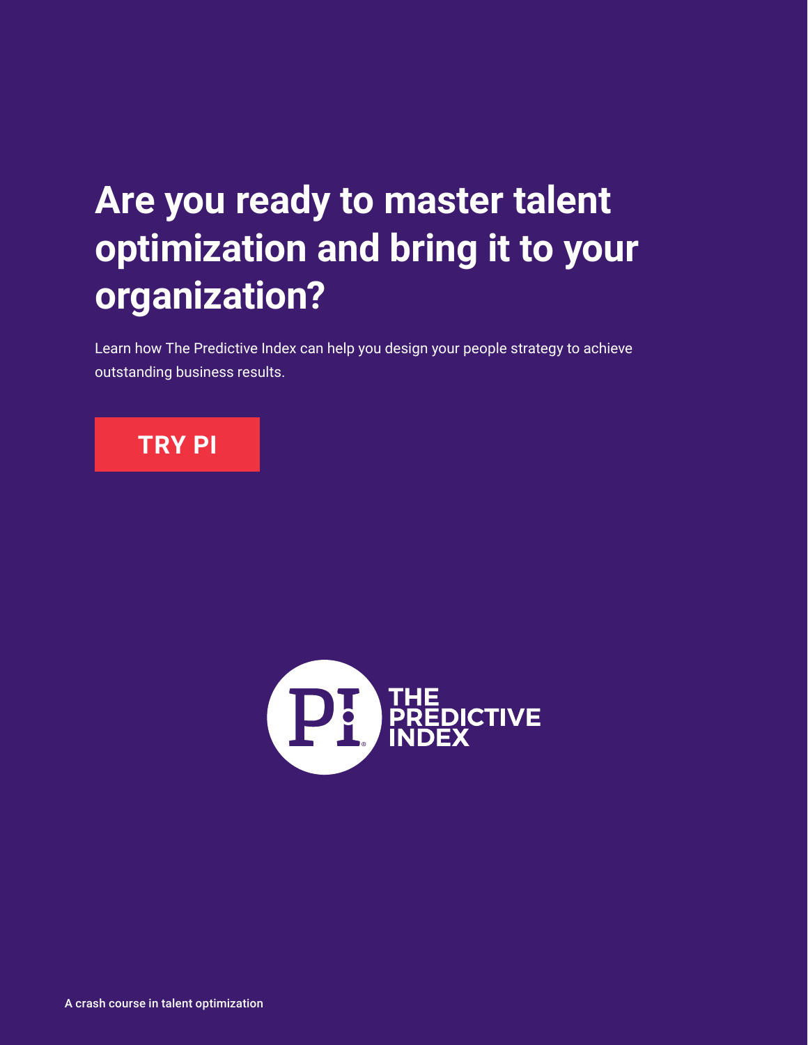# Are you ready to master talent optimization and bring it to your organization?

Learn how The Predictive Index can help you design your people strategy to achieve outstanding business results.

**TRY PI**

THE PREDICTIVE INDEX